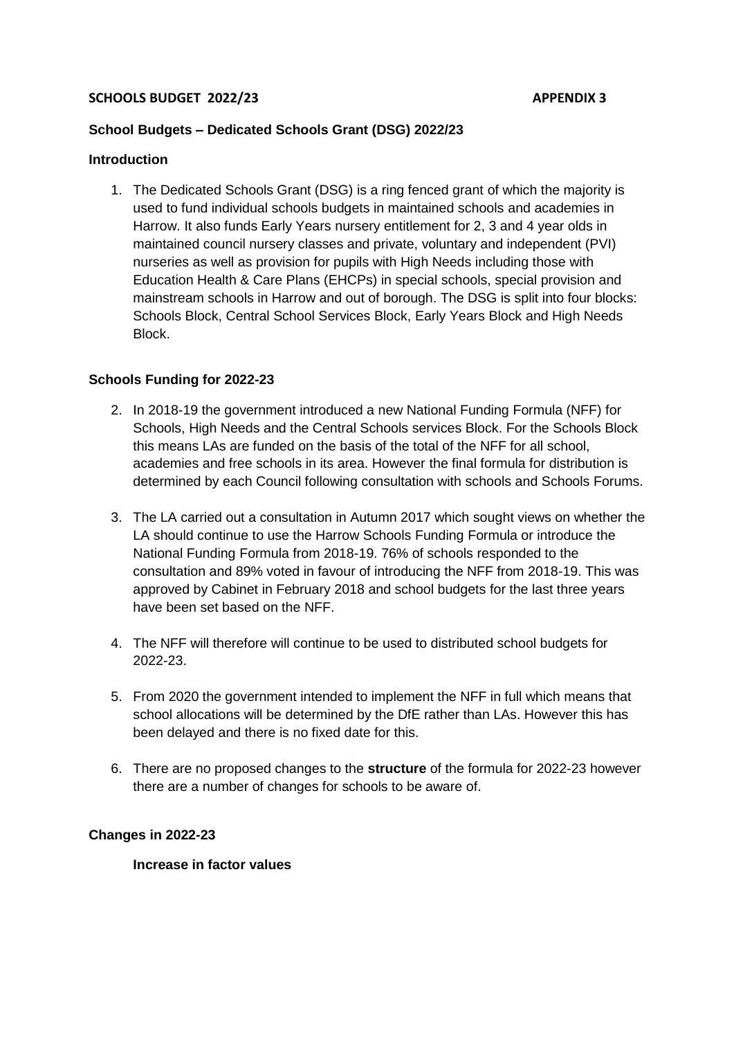**SCHOOLS BUDGET 2022/23** **APPENDIX 3**

**School Budgets – Dedicated Schools Grant (DSG) 2022/23**

**Introduction**

1. The Dedicated Schools Grant (DSG) is a ring fenced grant of which the majority is used to fund individual schools budgets in maintained schools and academies in Harrow. It also funds Early Years nursery entitlement for 2, 3 and 4 year olds in maintained council nursery classes and private, voluntary and independent (PVI) nurseries as well as provision for pupils with High Needs including those with Education Health & Care Plans (EHCPs) in special schools, special provision and mainstream schools in Harrow and out of borough. The DSG is split into four blocks: Schools Block, Central School Services Block, Early Years Block and High Needs Block.

**Schools Funding for 2022-23**

2. In 2018-19 the government introduced a new National Funding Formula (NFF) for Schools, High Needs and the Central Schools services Block. For the Schools Block this means LAs are funded on the basis of the total of the NFF for all school, academies and free schools in its area. However the final formula for distribution is determined by each Council following consultation with schools and Schools Forums.

3. The LA carried out a consultation in Autumn 2017 which sought views on whether the LA should continue to use the Harrow Schools Funding Formula or introduce the National Funding Formula from 2018-19. 76% of schools responded to the consultation and 89% voted in favour of introducing the NFF from 2018-19. This was approved by Cabinet in February 2018 and school budgets for the last three years have been set based on the NFF.

4. The NFF will therefore will continue to be used to distributed school budgets for 2022-23.

5. From 2020 the government intended to implement the NFF in full which means that school allocations will be determined by the DfE rather than LAs. However this has been delayed and there is no fixed date for this.

6. There are no proposed changes to the **structure** of the formula for 2022-23 however there are a number of changes for schools to be aware of.

**Changes in 2022-23**

**Increase in factor values**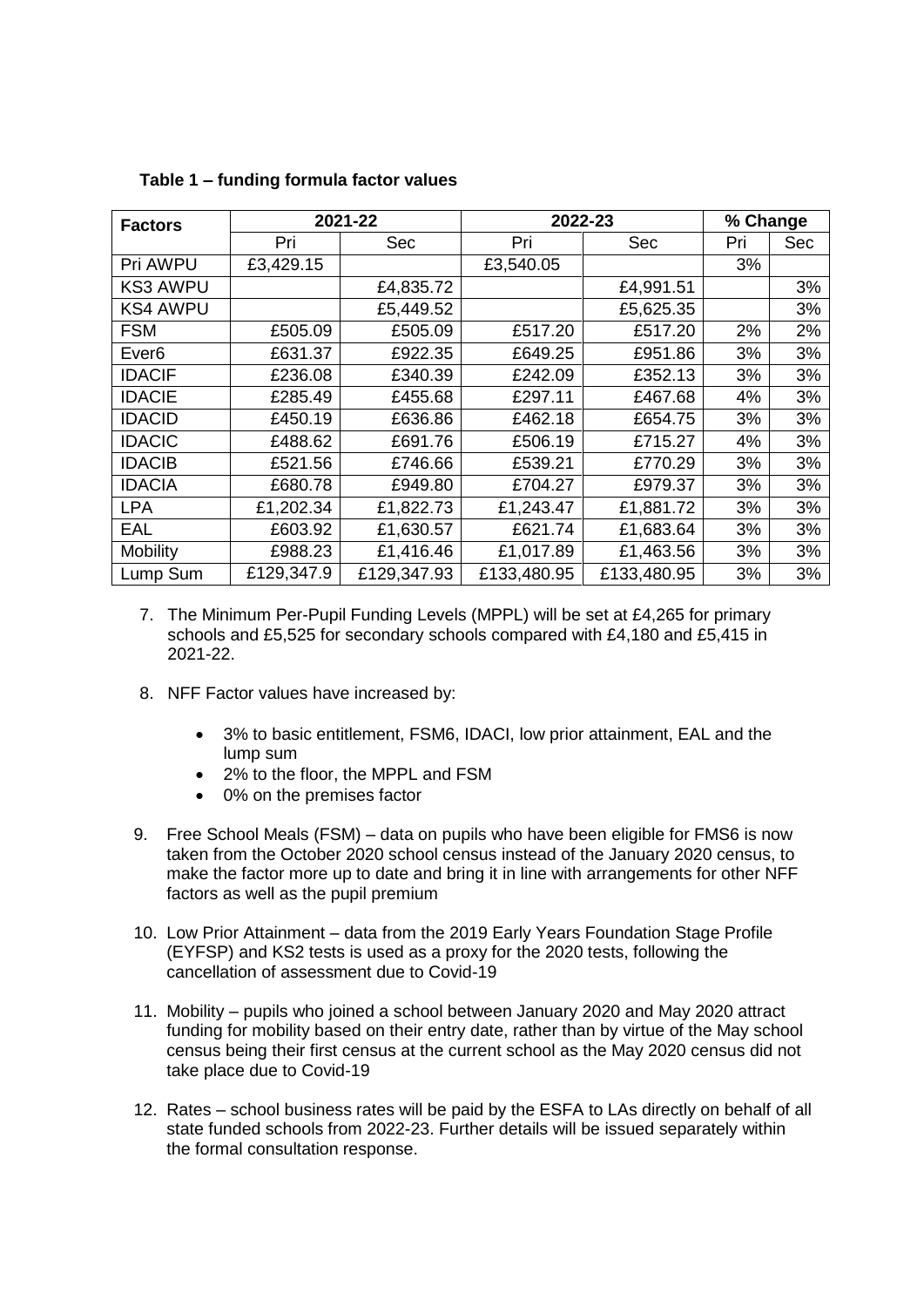**Table 1 – funding formula factor values**

| Factors | 2021-22 | | 2022-23 | | % Change | |
|---|---|---|---|---|---|---|
| | Pri | Sec | Pri | Sec | Pri | Sec |
| Pri AWPU | £3,429.15 | | £3,540.05 | | 3% | |
| KS3 AWPU | | £4,835.72 | | £4,991.51 | | 3% |
| KS4 AWPU | | £5,449.52 | | £5,625.35 | | 3% |
| FSM | £505.09 | £505.09 | £517.20 | £517.20 | 2% | 2% |
| Ever6 | £631.37 | £922.35 | £649.25 | £951.86 | 3% | 3% |
| IDACIF | £236.08 | £340.39 | £242.09 | £352.13 | 3% | 3% |
| IDACIE | £285.49 | £455.68 | £297.11 | £467.68 | 4% | 3% |
| IDACID | £450.19 | £636.86 | £462.18 | £654.75 | 3% | 3% |
| IDACIC | £488.62 | £691.76 | £506.19 | £715.27 | 4% | 3% |
| IDACIB | £521.56 | £746.66 | £539.21 | £770.29 | 3% | 3% |
| IDACIA | £680.78 | £949.80 | £704.27 | £979.37 | 3% | 3% |
| LPA | £1,202.34 | £1,822.73 | £1,243.47 | £1,881.72 | 3% | 3% |
| EAL | £603.92 | £1,630.57 | £621.74 | £1,683.64 | 3% | 3% |
| Mobility | £988.23 | £1,416.46 | £1,017.89 | £1,463.56 | 3% | 3% |
| Lump Sum | £129,347.9 | £129,347.93 | £133,480.95 | £133,480.95 | 3% | 3% |

7. The Minimum Per-Pupil Funding Levels (MPPL) will be set at £4,265 for primary schools and £5,525 for secondary schools compared with £4,180 and £5,415 in 2021-22.

8. NFF Factor values have increased by:

   - 3% to basic entitlement, FSM6, IDACI, low prior attainment, EAL and the lump sum
   - 2% to the floor, the MPPL and FSM
   - 0% on the premises factor

9. Free School Meals (FSM) – data on pupils who have been eligible for FMS6 is now taken from the October 2020 school census instead of the January 2020 census, to make the factor more up to date and bring it in line with arrangements for other NFF factors as well as the pupil premium

10. Low Prior Attainment – data from the 2019 Early Years Foundation Stage Profile (EYFSP) and KS2 tests is used as a proxy for the 2020 tests, following the cancellation of assessment due to Covid-19

11. Mobility – pupils who joined a school between January 2020 and May 2020 attract funding for mobility based on their entry date, rather than by virtue of the May school census being their first census at the current school as the May 2020 census did not take place due to Covid-19

12. Rates – school business rates will be paid by the ESFA to LAs directly on behalf of all state funded schools from 2022-23. Further details will be issued separately within the formal consultation response.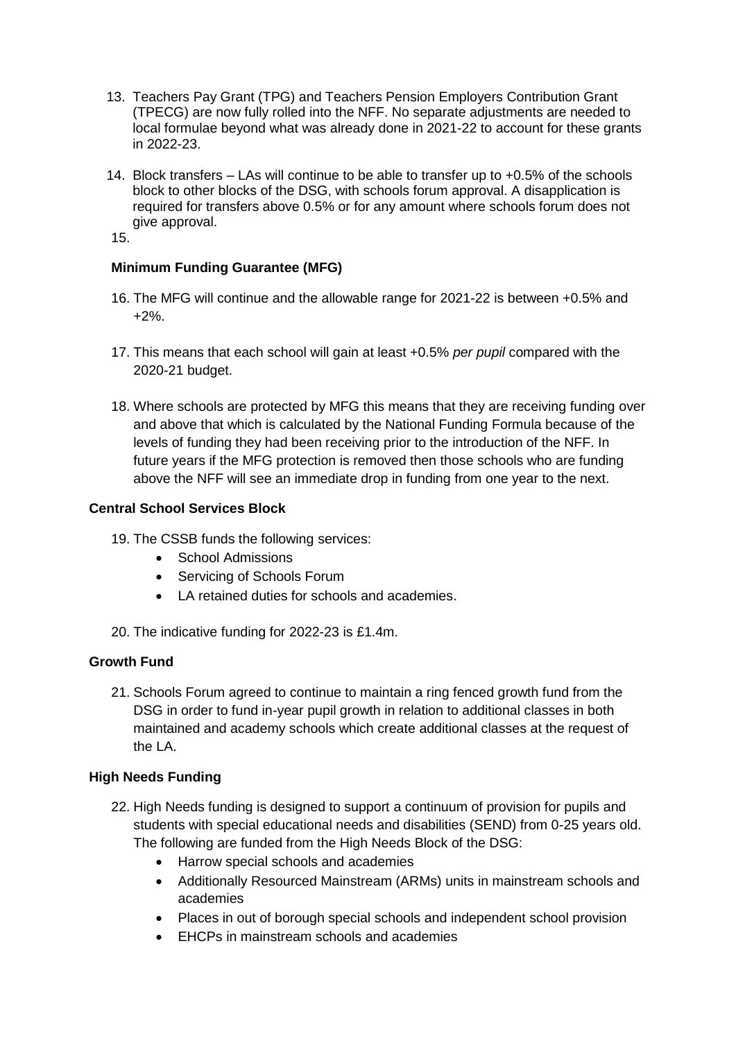13. Teachers Pay Grant (TPG) and Teachers Pension Employers Contribution Grant (TPECG) are now fully rolled into the NFF. No separate adjustments are needed to local formulae beyond what was already done in 2021-22 to account for these grants in 2022-23.

14. Block transfers – LAs will continue to be able to transfer up to +0.5% of the schools block to other blocks of the DSG, with schools forum approval. A disapplication is required for transfers above 0.5% or for any amount where schools forum does not give approval.

15.

**Minimum Funding Guarantee (MFG)**

16. The MFG will continue and the allowable range for 2021-22 is between +0.5% and +2%.

17. This means that each school will gain at least +0.5% *per pupil* compared with the 2020-21 budget.

18. Where schools are protected by MFG this means that they are receiving funding over and above that which is calculated by the National Funding Formula because of the levels of funding they had been receiving prior to the introduction of the NFF. In future years if the MFG protection is removed then those schools who are funding above the NFF will see an immediate drop in funding from one year to the next.

**Central School Services Block**

19. The CSSB funds the following services:
    - School Admissions
    - Servicing of Schools Forum
    - LA retained duties for schools and academies.

20. The indicative funding for 2022-23 is £1.4m.

**Growth Fund**

21. Schools Forum agreed to continue to maintain a ring fenced growth fund from the DSG in order to fund in-year pupil growth in relation to additional classes in both maintained and academy schools which create additional classes at the request of the LA.

**High Needs Funding**

22. High Needs funding is designed to support a continuum of provision for pupils and students with special educational needs and disabilities (SEND) from 0-25 years old. The following are funded from the High Needs Block of the DSG:
    - Harrow special schools and academies
    - Additionally Resourced Mainstream (ARMs) units in mainstream schools and academies
    - Places in out of borough special schools and independent school provision
    - EHCPs in mainstream schools and academies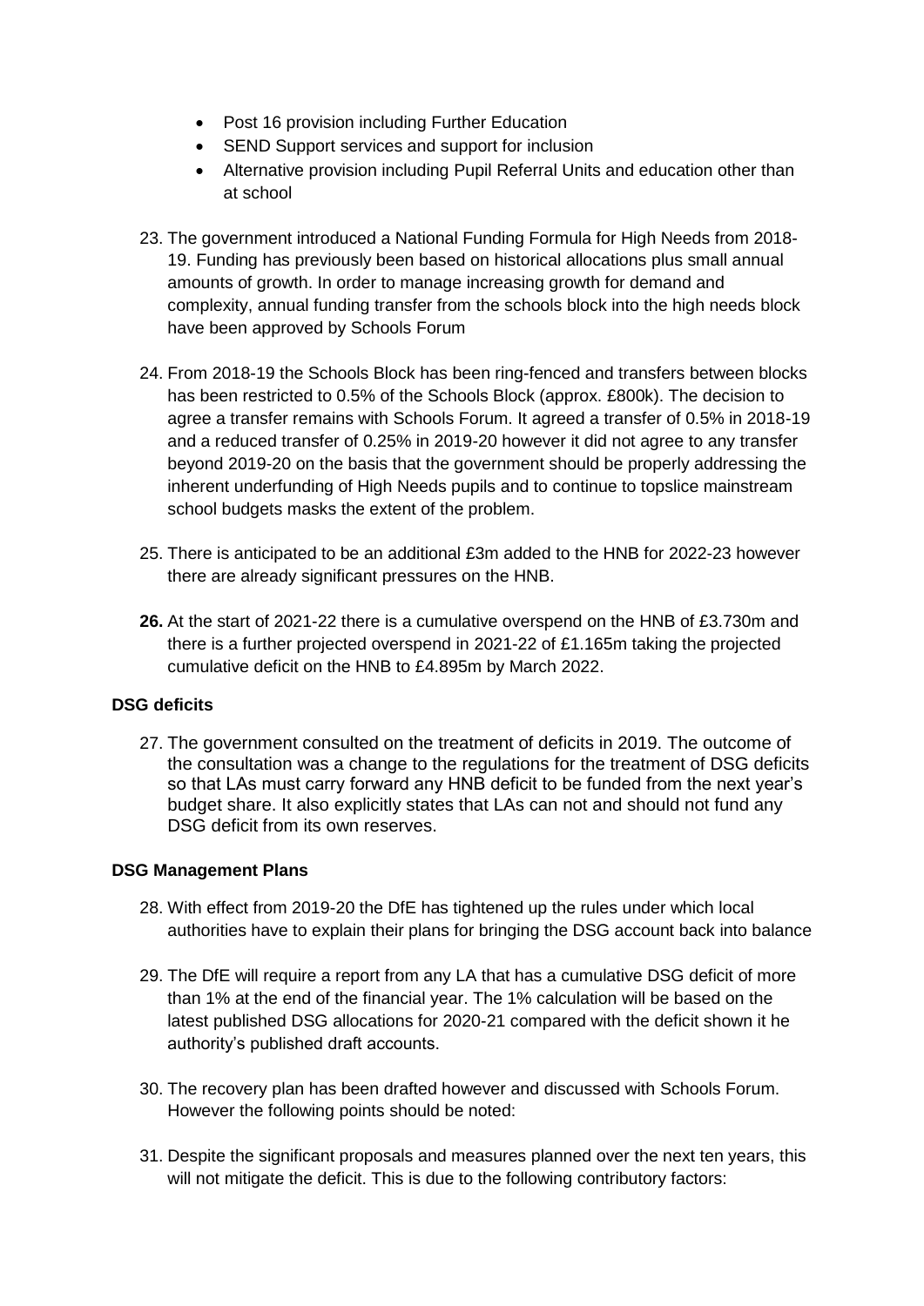- Post 16 provision including Further Education
- SEND Support services and support for inclusion
- Alternative provision including Pupil Referral Units and education other than at school

23. The government introduced a National Funding Formula for High Needs from 2018-19. Funding has previously been based on historical allocations plus small annual amounts of growth. In order to manage increasing growth for demand and complexity, annual funding transfer from the schools block into the high needs block have been approved by Schools Forum

24. From 2018-19 the Schools Block has been ring-fenced and transfers between blocks has been restricted to 0.5% of the Schools Block (approx. £800k). The decision to agree a transfer remains with Schools Forum. It agreed a transfer of 0.5% in 2018-19 and a reduced transfer of 0.25% in 2019-20 however it did not agree to any transfer beyond 2019-20 on the basis that the government should be properly addressing the inherent underfunding of High Needs pupils and to continue to topslice mainstream school budgets masks the extent of the problem.

25. There is anticipated to be an additional £3m added to the HNB for 2022-23 however there are already significant pressures on the HNB.

**26.** At the start of 2021-22 there is a cumulative overspend on the HNB of £3.730m and there is a further projected overspend in 2021-22 of £1.165m taking the projected cumulative deficit on the HNB to £4.895m by March 2022.

**DSG deficits**

27. The government consulted on the treatment of deficits in 2019. The outcome of the consultation was a change to the regulations for the treatment of DSG deficits so that LAs must carry forward any HNB deficit to be funded from the next year's budget share. It also explicitly states that LAs can not and should not fund any DSG deficit from its own reserves.

**DSG Management Plans**

28. With effect from 2019-20 the DfE has tightened up the rules under which local authorities have to explain their plans for bringing the DSG account back into balance

29. The DfE will require a report from any LA that has a cumulative DSG deficit of more than 1% at the end of the financial year. The 1% calculation will be based on the latest published DSG allocations for 2020-21 compared with the deficit shown it he authority's published draft accounts.

30. The recovery plan has been drafted however and discussed with Schools Forum. However the following points should be noted:

31. Despite the significant proposals and measures planned over the next ten years, this will not mitigate the deficit. This is due to the following contributory factors: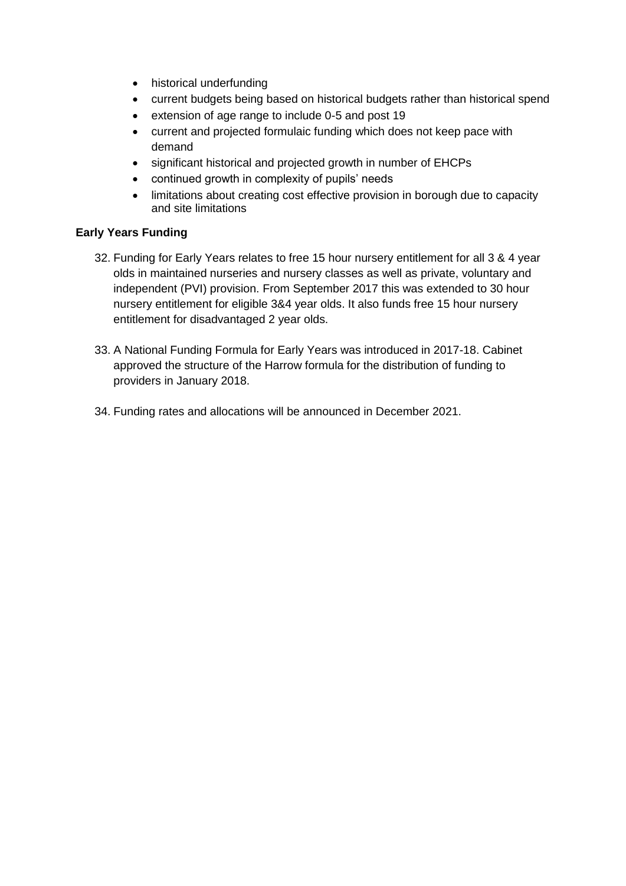- historical underfunding
- current budgets being based on historical budgets rather than historical spend
- extension of age range to include 0-5 and post 19
- current and projected formulaic funding which does not keep pace with demand
- significant historical and projected growth in number of EHCPs
- continued growth in complexity of pupils' needs
- limitations about creating cost effective provision in borough due to capacity and site limitations

**Early Years Funding**

32. Funding for Early Years relates to free 15 hour nursery entitlement for all 3 & 4 year olds in maintained nurseries and nursery classes as well as private, voluntary and independent (PVI) provision. From September 2017 this was extended to 30 hour nursery entitlement for eligible 3&4 year olds. It also funds free 15 hour nursery entitlement for disadvantaged 2 year olds.

33. A National Funding Formula for Early Years was introduced in 2017-18. Cabinet approved the structure of the Harrow formula for the distribution of funding to providers in January 2018.

34. Funding rates and allocations will be announced in December 2021.